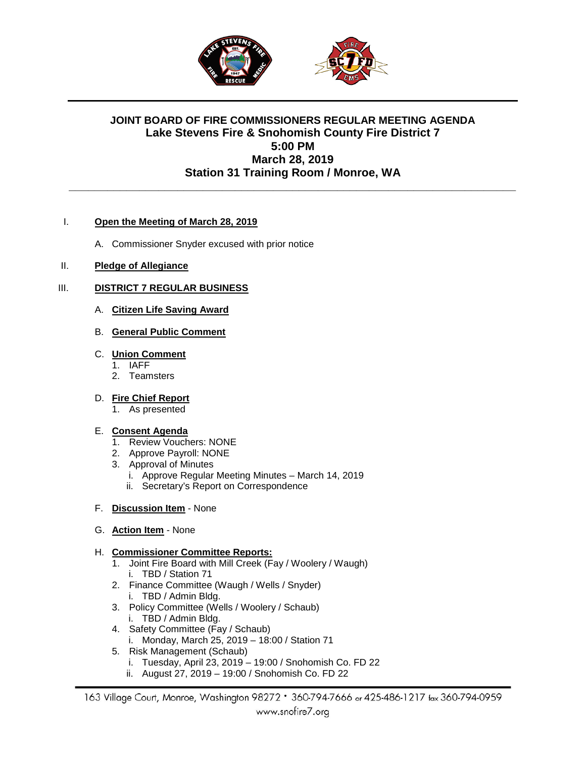# JOINT BOARD OF FIRE COMMISSIONERS REGULAR MEETING AGENDA

## Lake Stevens Fire & Snohomish County Fire District 7

## 5:00 PM

## March 28, 2019

## Station 31 Training Room / Monroe, WA

I. **Open the Meeting of March 28, 2019**

   A. Commissioner Snyder excused with prior notice

II. **Pledge of Allegiance**

III. **DISTRICT 7 REGULAR BUSINESS**

   A. **Citizen Life Saving Award**

   B. **General Public Comment**

   C. **Union Comment**
      1. IAFF
      2. Teamsters

   D. **Fire Chief Report**
      1. As presented

   E. **Consent Agenda**
      1. Review Vouchers: NONE
      2. Approve Payroll: NONE
      3. Approval of Minutes
         i. Approve Regular Meeting Minutes – March 14, 2019
         ii. Secretary's Report on Correspondence

   F. **Discussion Item** - None

   G. **Action Item** - None

   H. **Commissioner Committee Reports:**
      1. Joint Fire Board with Mill Creek (Fay / Woolery / Waugh)
         i. TBD / Station 71
      2. Finance Committee (Waugh / Wells / Snyder)
         i. TBD / Admin Bldg.
      3. Policy Committee (Wells / Woolery / Schaub)
         i. TBD / Admin Bldg.
      4. Safety Committee (Fay / Schaub)
         i. Monday, March 25, 2019 – 18:00 / Station 71
      5. Risk Management (Schaub)
         i. Tuesday, April 23, 2019 – 19:00 / Snohomish Co. FD 22
         ii. August 27, 2019 – 19:00 / Snohomish Co. FD 22

163 Village Court, Monroe, Washington 98272 • 360-794-7666 or 425-486-1217 fax 360-794-0959
www.snofire7.org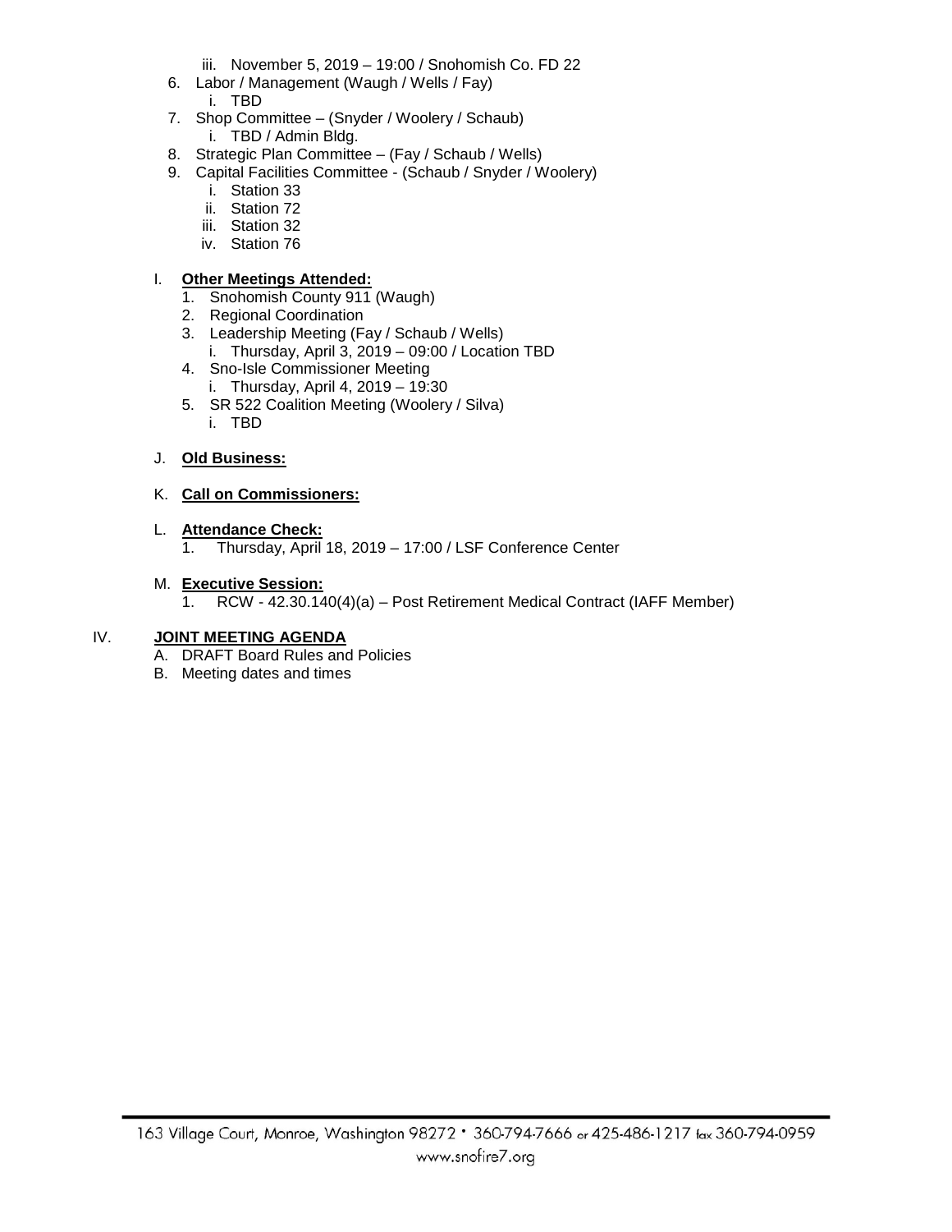iii. November 5, 2019 – 19:00 / Snohomish Co. FD 22

6. Labor / Management (Waugh / Wells / Fay)
    i. TBD
7. Shop Committee – (Snyder / Woolery / Schaub)
    i. TBD / Admin Bldg.
8. Strategic Plan Committee – (Fay / Schaub / Wells)
9. Capital Facilities Committee - (Schaub / Snyder / Woolery)
    i. Station 33
    ii. Station 72
    iii. Station 32
    iv. Station 76

I. **Other Meetings Attended:**

1. Snohomish County 911 (Waugh)
2. Regional Coordination
3. Leadership Meeting (Fay / Schaub / Wells)
    i. Thursday, April 3, 2019 – 09:00 / Location TBD
4. Sno-Isle Commissioner Meeting
    i. Thursday, April 4, 2019 – 19:30
5. SR 522 Coalition Meeting (Woolery / Silva)
    i. TBD

J. **Old Business:**

K. **Call on Commissioners:**

L. **Attendance Check:**

1. Thursday, April 18, 2019 – 17:00 / LSF Conference Center

M. **Executive Session:**

1. RCW - 42.30.140(4)(a) – Post Retirement Medical Contract (IAFF Member)

IV. **JOINT MEETING AGENDA**

A. DRAFT Board Rules and Policies

B. Meeting dates and times